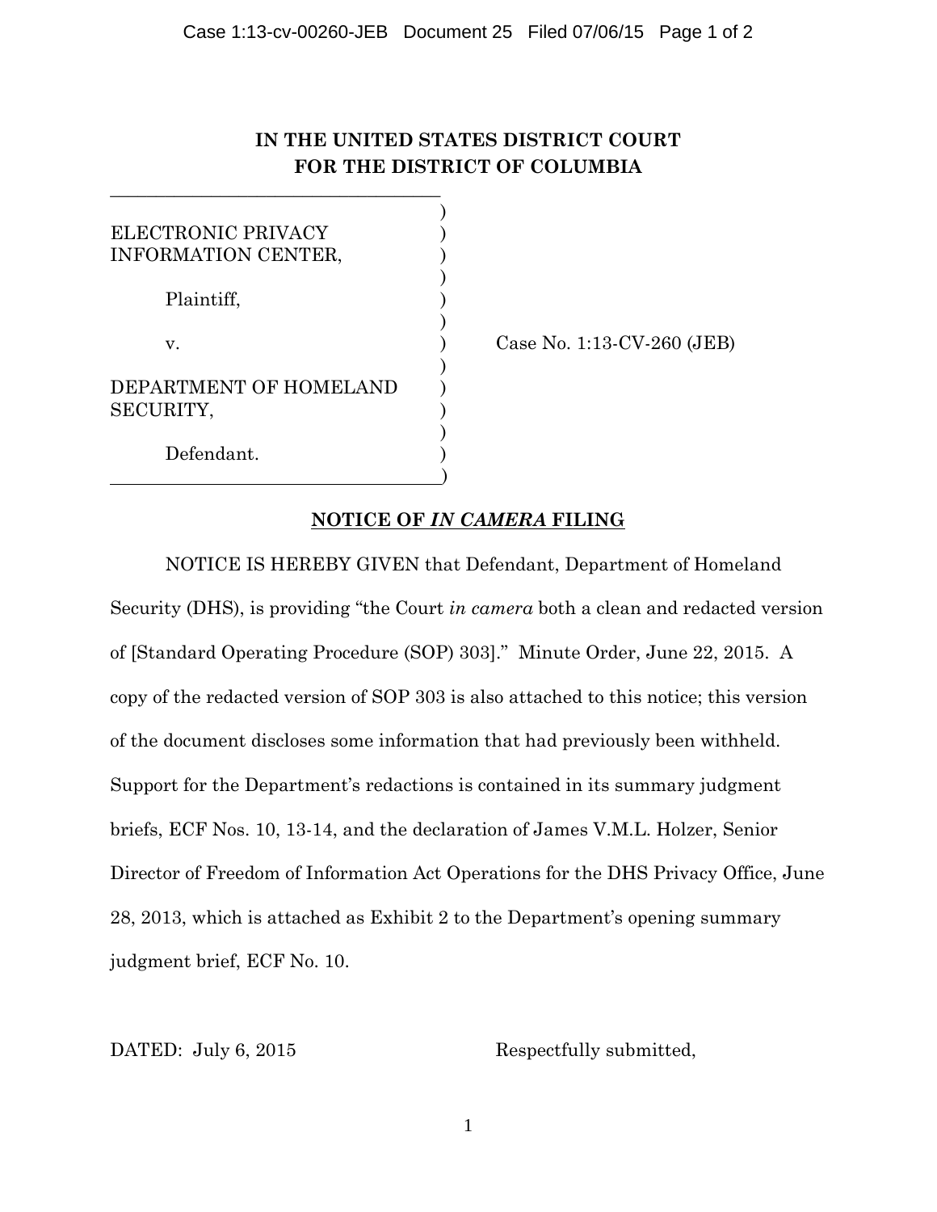**IN THE UNITED STATES DISTRICT COURT**
**FOR THE DISTRICT OF COLUMBIA**

ELECTRONIC PRIVACY INFORMATION CENTER,

Plaintiff,

v.

DEPARTMENT OF HOMELAND SECURITY,

Defendant.

Case No. 1:13-CV-260 (JEB)

## NOTICE OF *IN CAMERA* FILING

NOTICE IS HEREBY GIVEN that Defendant, Department of Homeland Security (DHS), is providing "the Court *in camera* both a clean and redacted version of [Standard Operating Procedure (SOP) 303]." Minute Order, June 22, 2015. A copy of the redacted version of SOP 303 is also attached to this notice; this version of the document discloses some information that had previously been withheld. Support for the Department's redactions is contained in its summary judgment briefs, ECF Nos. 10, 13-14, and the declaration of James V.M.L. Holzer, Senior Director of Freedom of Information Act Operations for the DHS Privacy Office, June 28, 2013, which is attached as Exhibit 2 to the Department's opening summary judgment brief, ECF No. 10.

DATED: July 6, 2015

Respectfully submitted,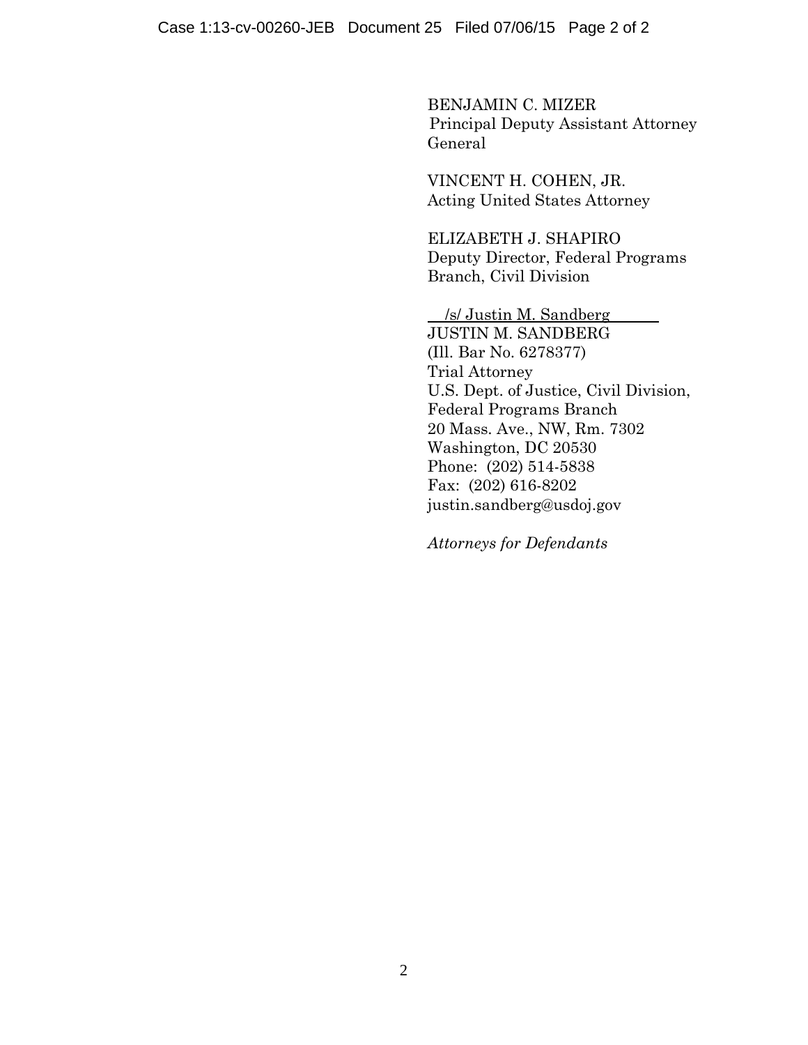BENJAMIN C. MIZER
Principal Deputy Assistant Attorney General

VINCENT H. COHEN, JR.
Acting United States Attorney

ELIZABETH J. SHAPIRO
Deputy Director, Federal Programs Branch, Civil Division

/s/ Justin M. Sandberg
JUSTIN M. SANDBERG
(Ill. Bar No. 6278377)
Trial Attorney
U.S. Dept. of Justice, Civil Division,
Federal Programs Branch
20 Mass. Ave., NW, Rm. 7302
Washington, DC 20530
Phone: (202) 514-5838
Fax: (202) 616-8202
justin.sandberg@usdoj.gov

*Attorneys for Defendants*